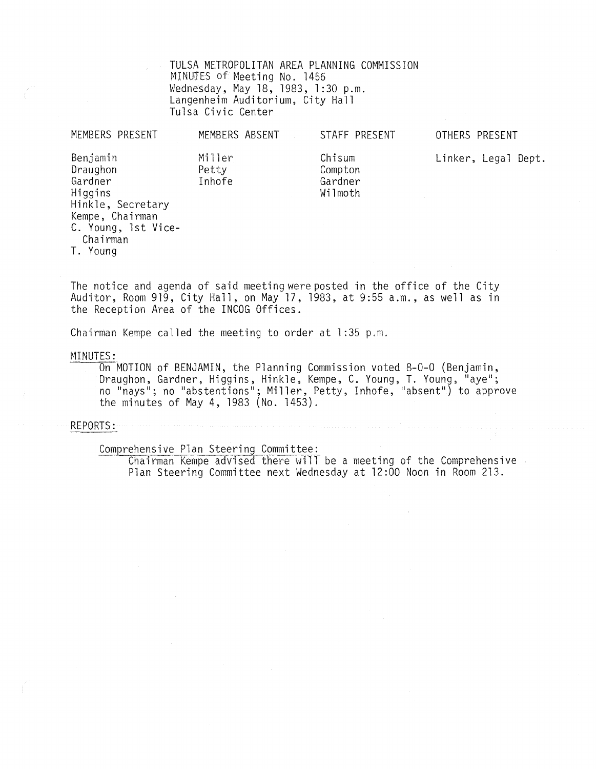TULSA METROPOLITAN AREA PLANNING COMMISSION
MINUTES of Meeting No. 1456
Wednesday, May 18, 1983, 1:30 p.m.
Langenheim Auditorium, City Hall
Tulsa Civic Center

| MEMBERS PRESENT | MEMBERS ABSENT | STAFF PRESENT | OTHERS PRESENT |
|---|---|---|---|
| Benjamin | Miller | Chisum | Linker, Legal Dept. |
| Draughon | Petty | Compton | |
| Gardner | Inhofe | Gardner | |
| Higgins | | Wilmoth | |
| Hinkle, Secretary | | | |
| Kempe, Chairman | | | |
| C. Young, 1st Vice-Chairman | | | |
| T. Young | | | |

The notice and agenda of said meeting were posted in the office of the City Auditor, Room 919, City Hall, on May 17, 1983, at 9:55 a.m., as well as in the Reception Area of the INCOG Offices.

Chairman Kempe called the meeting to order at 1:35 p.m.

MINUTES:

On MOTION of BENJAMIN, the Planning Commission voted 8-0-0 (Benjamin, Draughon, Gardner, Higgins, Hinkle, Kempe, C. Young, T. Young, "aye"; no "nays"; no "abstentions"; Miller, Petty, Inhofe, "absent") to approve the minutes of May 4, 1983 (No. 1453).

REPORTS:

Comprehensive Plan Steering Committee:

Chairman Kempe advised there will be a meeting of the Comprehensive Plan Steering Committee next Wednesday at 12:00 Noon in Room 213.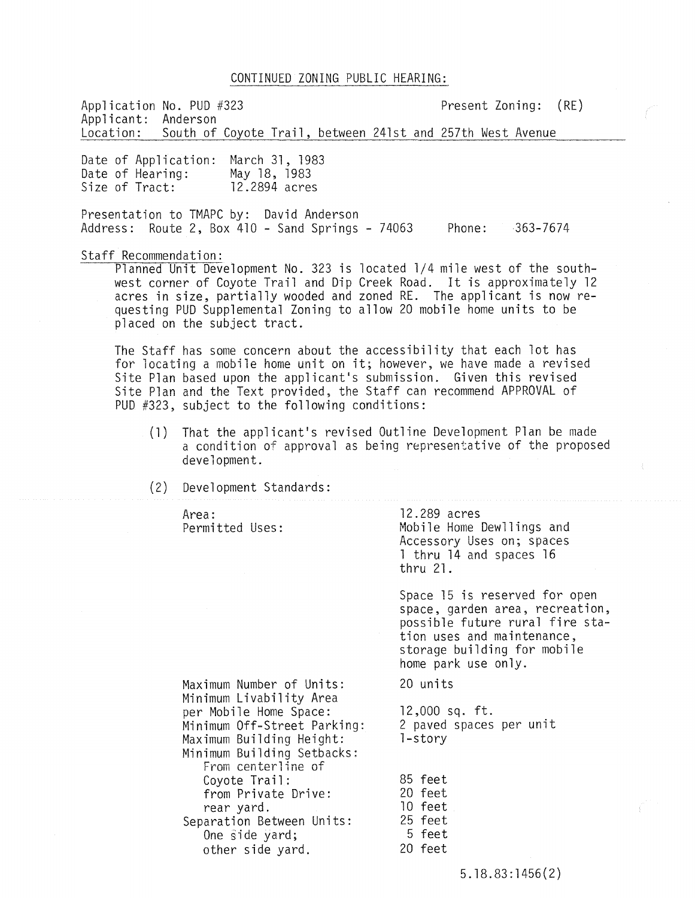## CONTINUED ZONING PUBLIC HEARING:

Application No. PUD #323 Present Zoning: (RE)
Applicant: Anderson
Location: South of Coyote Trail, between 241st and 257th West Avenue

Date of Application: March 31, 1983
Date of Hearing: May 18, 1983
Size of Tract: 12.2894 acres

Presentation to TMAPC by: David Anderson
Address: Route 2, Box 410 - Sand Springs - 74063 Phone: 363-7674

**Staff Recommendation:**

Planned Unit Development No. 323 is located 1/4 mile west of the southwest corner of Coyote Trail and Dip Creek Road. It is approximately 12 acres in size, partially wooded and zoned RE. The applicant is now requesting PUD Supplemental Zoning to allow 20 mobile home units to be placed on the subject tract.

The Staff has some concern about the accessibility that each lot has for locating a mobile home unit on it; however, we have made a revised Site Plan based upon the applicant's submission. Given this revised Site Plan and the Text provided, the Staff can recommend APPROVAL of PUD #323, subject to the following conditions:

(1) That the applicant's revised Outline Development Plan be made a condition of approval as being representative of the proposed development.

(2) Development Standards:

| | |
|---|---|
| Area: | 12.289 acres |
| Permitted Uses: | Mobile Home Dewllings and Accessory Uses on; spaces 1 thru 14 and spaces 16 thru 21. |
| | Space 15 is reserved for open space, garden area, recreation, possible future rural fire station uses and maintenance, storage building for mobile home park use only. |
| Maximum Number of Units: | 20 units |
| Minimum Livability Area per Mobile Home Space: | 12,000 sq. ft. |
| Minimum Off-Street Parking: | 2 paved spaces per unit |
| Maximum Building Height: | 1-story |
| Minimum Building Setbacks: | |
| From centerline of Coyote Trail: | 85 feet |
| from Private Drive: | 20 feet |
| rear yard. | 10 feet |
| Separation Between Units: | 25 feet |
| One side yard; | 5 feet |
| other side yard. | 20 feet |

5.18.83:1456(2)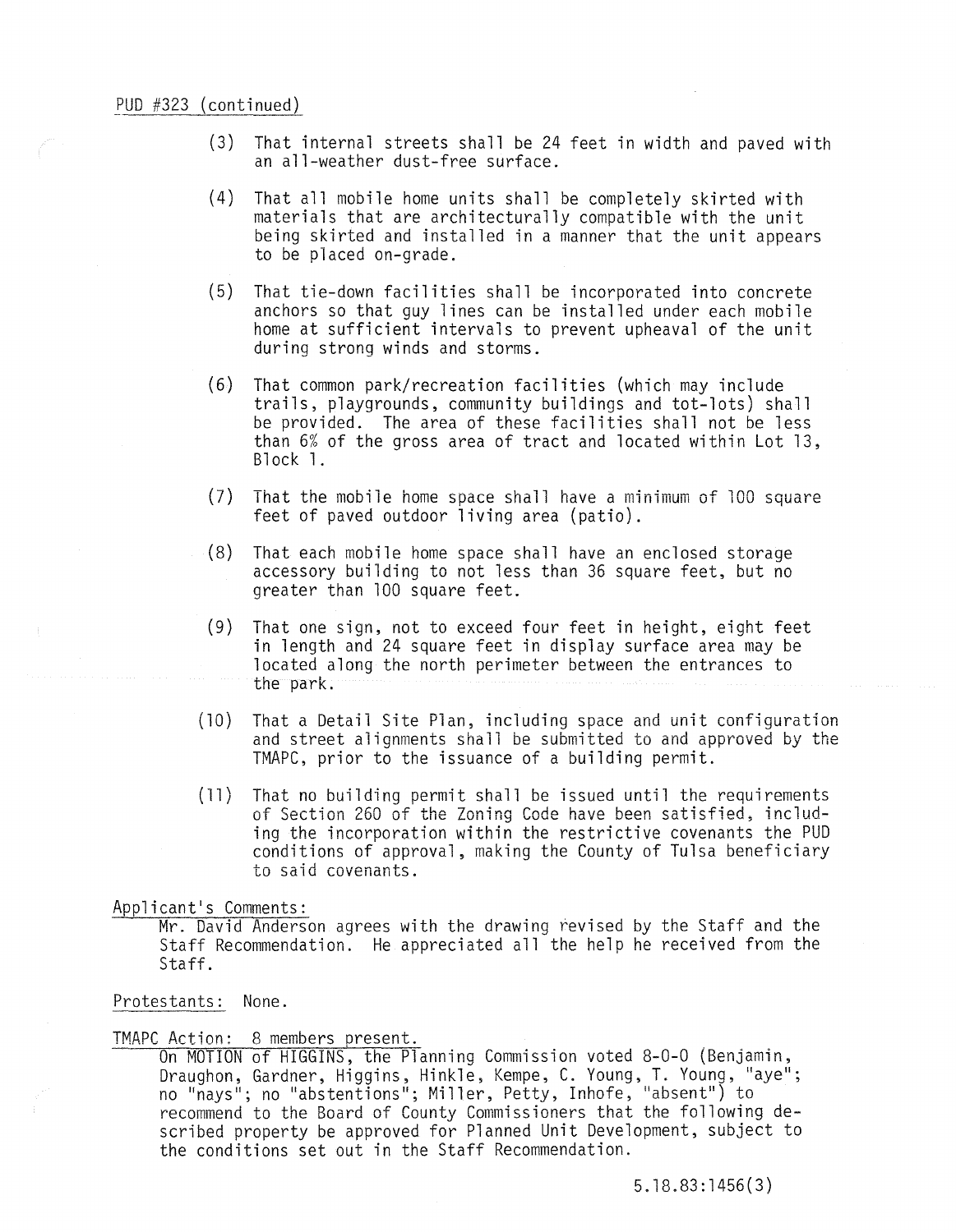PUD #323 (continued)

(3) That internal streets shall be 24 feet in width and paved with an all-weather dust-free surface.

(4) That all mobile home units shall be completely skirted with materials that are architecturally compatible with the unit being skirted and installed in a manner that the unit appears to be placed on-grade.

(5) That tie-down facilities shall be incorporated into concrete anchors so that guy lines can be installed under each mobile home at sufficient intervals to prevent upheaval of the unit during strong winds and storms.

(6) That common park/recreation facilities (which may include trails, playgrounds, community buildings and tot-lots) shall be provided. The area of these facilities shall not be less than 6% of the gross area of tract and located within Lot 13, Block 1.

(7) That the mobile home space shall have a minimum of 100 square feet of paved outdoor living area (patio).

(8) That each mobile home space shall have an enclosed storage accessory building to not less than 36 square feet, but no greater than 100 square feet.

(9) That one sign, not to exceed four feet in height, eight feet in length and 24 square feet in display surface area may be located along the north perimeter between the entrances to the park.

(10) That a Detail Site Plan, including space and unit configuration and street alignments shall be submitted to and approved by the TMAPC, prior to the issuance of a building permit.

(11) That no building permit shall be issued until the requirements of Section 260 of the Zoning Code have been satisfied, including the incorporation within the restrictive covenants the PUD conditions of approval, making the County of Tulsa beneficiary to said covenants.

Applicant's Comments:

Mr. David Anderson agrees with the drawing revised by the Staff and the Staff Recommendation. He appreciated all the help he received from the Staff.

Protestants: None.

TMAPC Action: 8 members present.

On MOTION of HIGGINS, the Planning Commission voted 8-0-0 (Benjamin, Draughon, Gardner, Higgins, Hinkle, Kempe, C. Young, T. Young, "aye"; no "nays"; no "abstentions"; Miller, Petty, Inhofe, "absent") to recommend to the Board of County Commissioners that the following described property be approved for Planned Unit Development, subject to the conditions set out in the Staff Recommendation.

5.18.83:1456(3)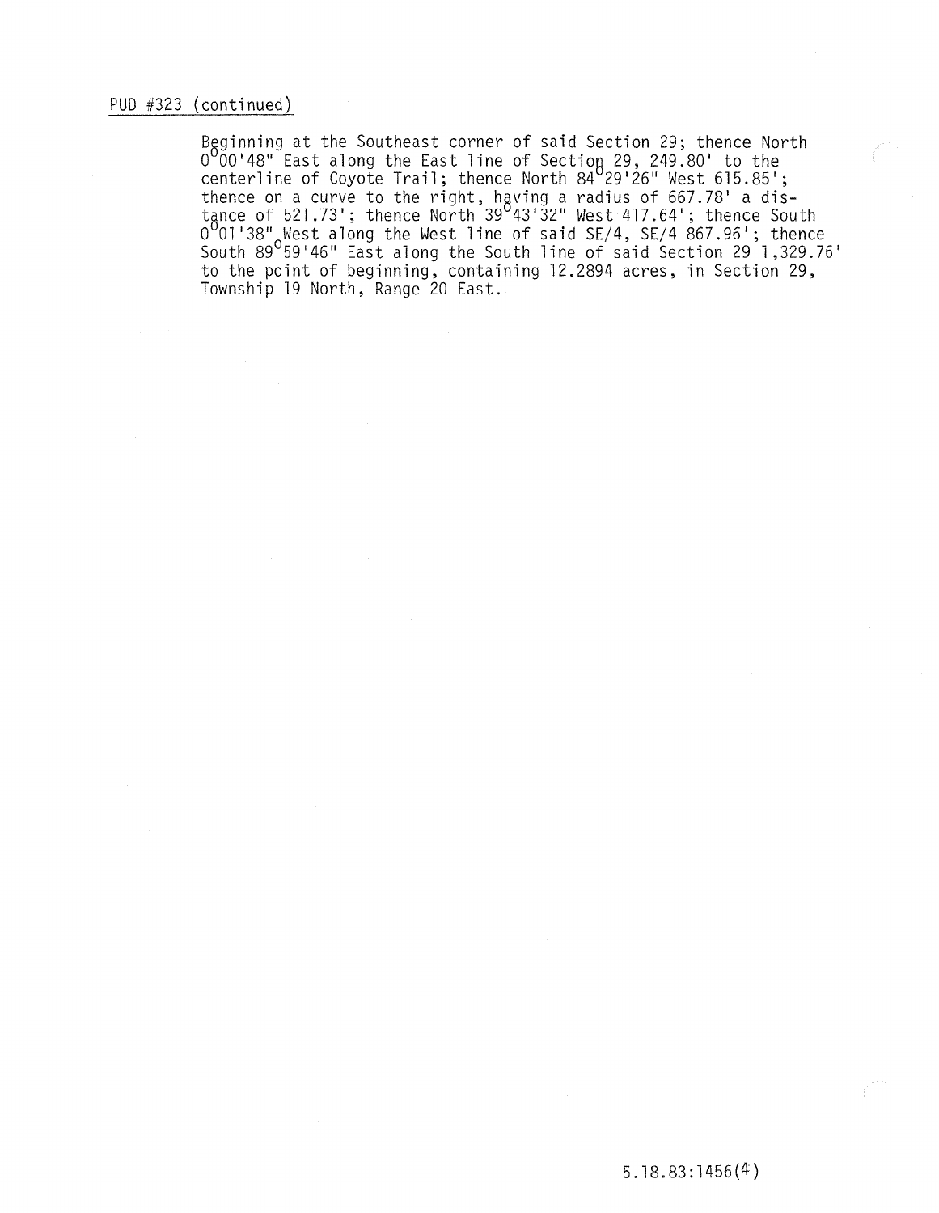PUD #323 (continued)

Beginning at the Southeast corner of said Section 29; thence North 0°00'48" East along the East line of Section 29, 249.80' to the centerline of Coyote Trail; thence North 84°29'26" West 615.85'; thence on a curve to the right, having a radius of 667.78' a distance of 521.73'; thence North 39°43'32" West 417.64'; thence South 0°01'38" West along the West line of said SE/4, SE/4 867.96'; thence South 89°59'46" East along the South line of said Section 29 1,329.76' to the point of beginning, containing 12.2894 acres, in Section 29, Township 19 North, Range 20 East.

5.18.83:1456(4)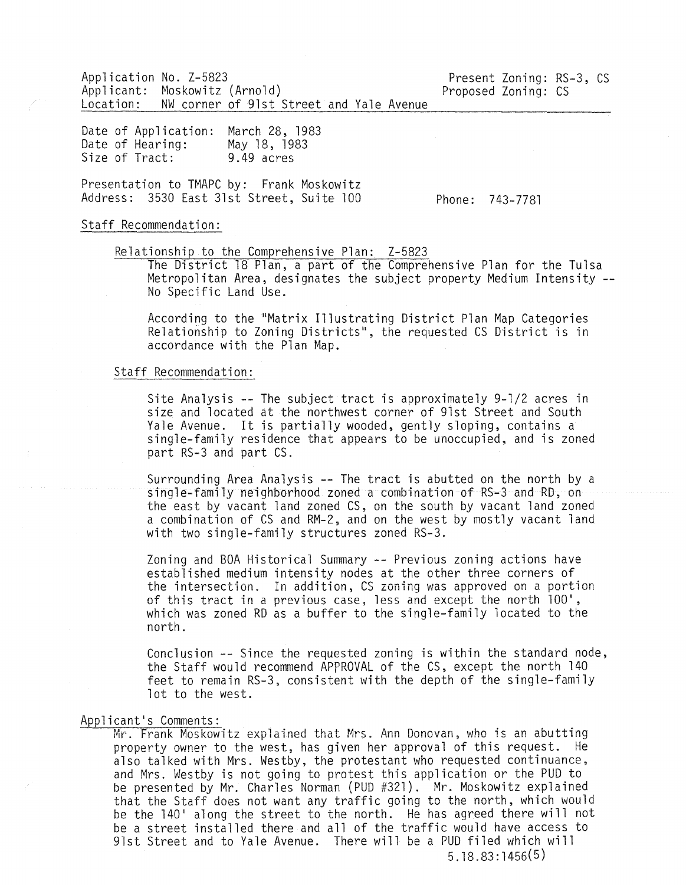Application No. Z-5823
Applicant: Moskowitz (Arnold)
Location: NW corner of 91st Street and Yale Avenue

Present Zoning: RS-3, CS
Proposed Zoning: CS

Date of Application: March 28, 1983
Date of Hearing: May 18, 1983
Size of Tract: 9.49 acres

Presentation to TMAPC by: Frank Moskowitz
Address: 3530 East 31st Street, Suite 100
Phone: 743-7781

## Staff Recommendation:

### Relationship to the Comprehensive Plan: Z-5823

The District 18 Plan, a part of the Comprehensive Plan for the Tulsa Metropolitan Area, designates the subject property Medium Intensity -- No Specific Land Use.

According to the "Matrix Illustrating District Plan Map Categories Relationship to Zoning Districts", the requested CS District is in accordance with the Plan Map.

### Staff Recommendation:

Site Analysis -- The subject tract is approximately 9-1/2 acres in size and located at the northwest corner of 91st Street and South Yale Avenue. It is partially wooded, gently sloping, contains a single-family residence that appears to be unoccupied, and is zoned part RS-3 and part CS.

Surrounding Area Analysis -- The tract is abutted on the north by a single-family neighborhood zoned a combination of RS-3 and RD, on the east by vacant land zoned CS, on the south by vacant land zoned a combination of CS and RM-2, and on the west by mostly vacant land with two single-family structures zoned RS-3.

Zoning and BOA Historical Summary -- Previous zoning actions have established medium intensity nodes at the other three corners of the intersection. In addition, CS zoning was approved on a portion of this tract in a previous case, less and except the north 100', which was zoned RD as a buffer to the single-family located to the north.

Conclusion -- Since the requested zoning is within the standard node, the Staff would recommend APPROVAL of the CS, except the north 140 feet to remain RS-3, consistent with the depth of the single-family lot to the west.

## Applicant's Comments:

Mr. Frank Moskowitz explained that Mrs. Ann Donovan, who is an abutting property owner to the west, has given her approval of this request. He also talked with Mrs. Westby, the protestant who requested continuance, and Mrs. Westby is not going to protest this application or the PUD to be presented by Mr. Charles Norman (PUD #321). Mr. Moskowitz explained that the Staff does not want any traffic going to the north, which would be the 140' along the street to the north. He has agreed there will not be a street installed there and all of the traffic would have access to 91st Street and to Yale Avenue. There will be a PUD filed which will

5.18.83:1456(5)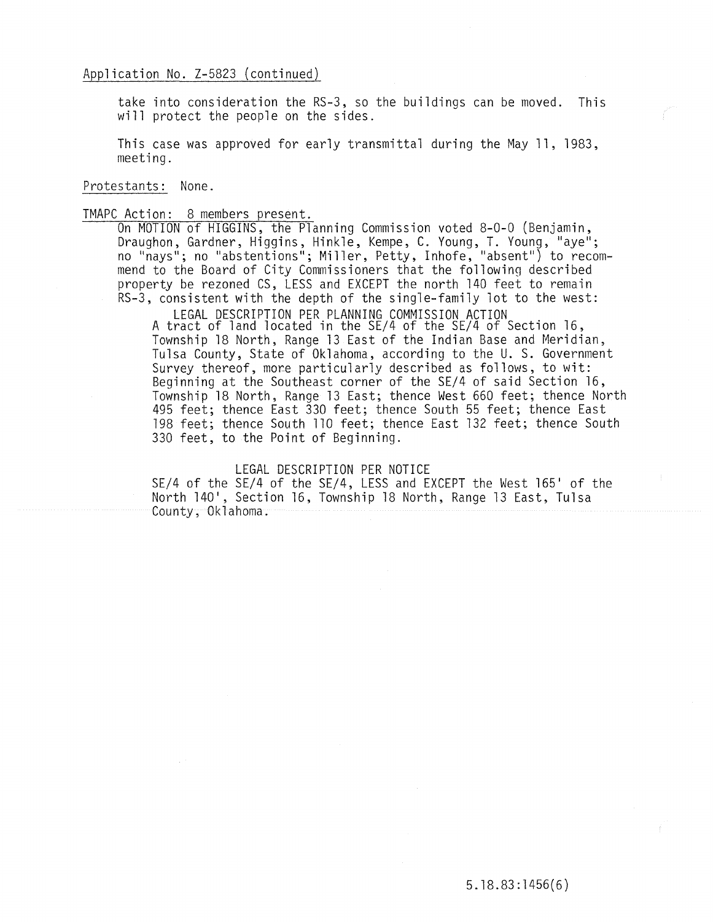Application No. Z-5823 (continued)

take into consideration the RS-3, so the buildings can be moved. This will protect the people on the sides.

This case was approved for early transmittal during the May 11, 1983, meeting.

Protestants: None.

TMAPC Action: 8 members present.

On MOTION of HIGGINS, the Planning Commission voted 8-0-0 (Benjamin, Draughon, Gardner, Higgins, Hinkle, Kempe, C. Young, T. Young, "aye"; no "nays"; no "abstentions"; Miller, Petty, Inhofe, "absent") to recommend to the Board of City Commissioners that the following described property be rezoned CS, LESS and EXCEPT the north 140 feet to remain RS-3, consistent with the depth of the single-family lot to the west:

LEGAL DESCRIPTION PER PLANNING COMMISSION ACTION

A tract of land located in the SE/4 of the SE/4 of Section 16, Township 18 North, Range 13 East of the Indian Base and Meridian, Tulsa County, State of Oklahoma, according to the U. S. Government Survey thereof, more particularly described as follows, to wit: Beginning at the Southeast corner of the SE/4 of said Section 16, Township 18 North, Range 13 East; thence West 660 feet; thence North 495 feet; thence East 330 feet; thence South 55 feet; thence East 198 feet; thence South 110 feet; thence East 132 feet; thence South 330 feet, to the Point of Beginning.

LEGAL DESCRIPTION PER NOTICE

SE/4 of the SE/4 of the SE/4, LESS and EXCEPT the West 165' of the North 140', Section 16, Township 18 North, Range 13 East, Tulsa County, Oklahoma.

5.18.83:1456(6)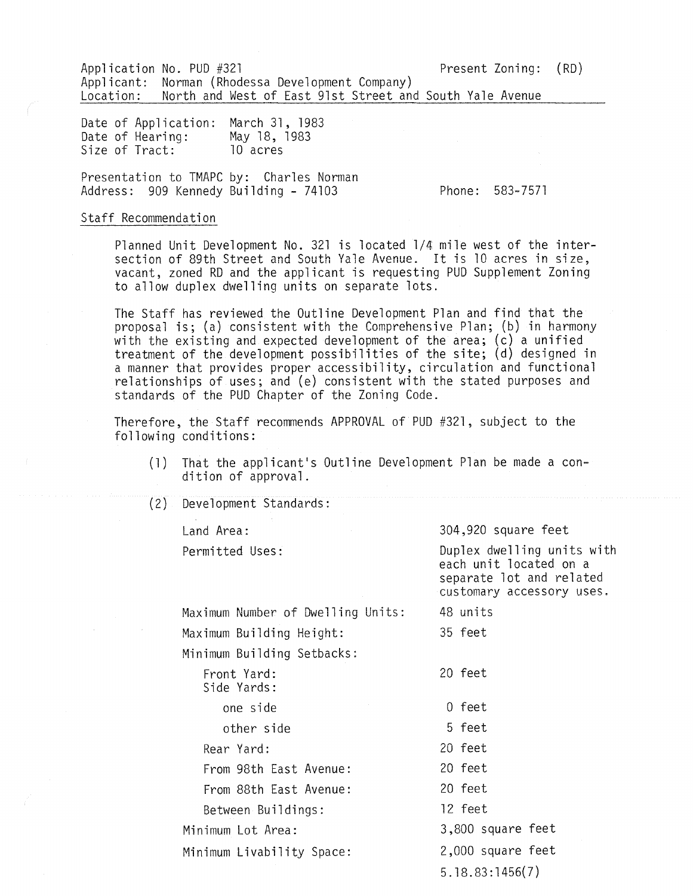Application No. PUD #321 Present Zoning: (RD)
Applicant: Norman (Rhodessa Development Company)
Location: North and West of East 91st Street and South Yale Avenue

Date of Application: March 31, 1983
Date of Hearing: May 18, 1983
Size of Tract: 10 acres

Presentation to TMAPC by: Charles Norman
Address: 909 Kennedy Building - 74103 Phone: 583-7571

Staff Recommendation

Planned Unit Development No. 321 is located 1/4 mile west of the intersection of 89th Street and South Yale Avenue. It is 10 acres in size, vacant, zoned RD and the applicant is requesting PUD Supplement Zoning to allow duplex dwelling units on separate lots.

The Staff has reviewed the Outline Development Plan and find that the proposal is; (a) consistent with the Comprehensive Plan; (b) in harmony with the existing and expected development of the area; (c) a unified treatment of the development possibilities of the site; (d) designed in a manner that provides proper accessibility, circulation and functional relationships of uses; and (e) consistent with the stated purposes and standards of the PUD Chapter of the Zoning Code.

Therefore, the Staff recommends APPROVAL of PUD #321, subject to the following conditions:

(1) That the applicant's Outline Development Plan be made a condition of approval.

(2) Development Standards:

| | |
|---|---|
| Land Area: | 304,920 square feet |
| Permitted Uses: | Duplex dwelling units with each unit located on a separate lot and related customary accessory uses. |
| Maximum Number of Dwelling Units: | 48 units |
| Maximum Building Height: | 35 feet |
| Minimum Building Setbacks: | |
| Front Yard: | 20 feet |
| Side Yards: | |
| one side | 0 feet |
| other side | 5 feet |
| Rear Yard: | 20 feet |
| From 98th East Avenue: | 20 feet |
| From 88th East Avenue: | 20 feet |
| Between Buildings: | 12 feet |
| Minimum Lot Area: | 3,800 square feet |
| Minimum Livability Space: | 2,000 square feet |

5.18.83:1456(7)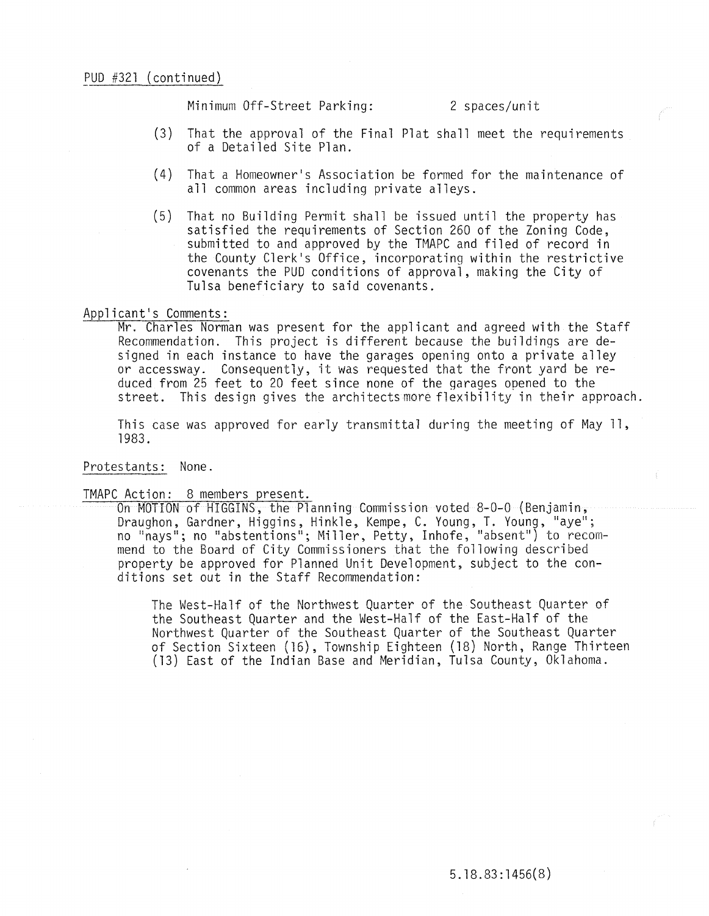PUD #321 (continued)

Minimum Off-Street Parking: 2 spaces/unit

(3) That the approval of the Final Plat shall meet the requirements of a Detailed Site Plan.

(4) That a Homeowner's Association be formed for the maintenance of all common areas including private alleys.

(5) That no Building Permit shall be issued until the property has satisfied the requirements of Section 260 of the Zoning Code, submitted to and approved by the TMAPC and filed of record in the County Clerk's Office, incorporating within the restrictive covenants the PUD conditions of approval, making the City of Tulsa beneficiary to said covenants.

Applicant's Comments:

Mr. Charles Norman was present for the applicant and agreed with the Staff Recommendation. This project is different because the buildings are designed in each instance to have the garages opening onto a private alley or accessway. Consequently, it was requested that the front yard be reduced from 25 feet to 20 feet since none of the garages opened to the street. This design gives the architects more flexibility in their approach.

This case was approved for early transmittal during the meeting of May 11, 1983.

Protestants: None.

TMAPC Action: 8 members present.

On MOTION of HIGGINS, the Planning Commission voted 8-0-0 (Benjamin, Draughon, Gardner, Higgins, Hinkle, Kempe, C. Young, T. Young, "aye"; no "nays"; no "abstentions"; Miller, Petty, Inhofe, "absent") to recommend to the Board of City Commissioners that the following described property be approved for Planned Unit Development, subject to the conditions set out in the Staff Recommendation:

The West-Half of the Northwest Quarter of the Southeast Quarter of the Southeast Quarter and the West-Half of the East-Half of the Northwest Quarter of the Southeast Quarter of the Southeast Quarter of Section Sixteen (16), Township Eighteen (18) North, Range Thirteen (13) East of the Indian Base and Meridian, Tulsa County, Oklahoma.

5.18.83:1456(8)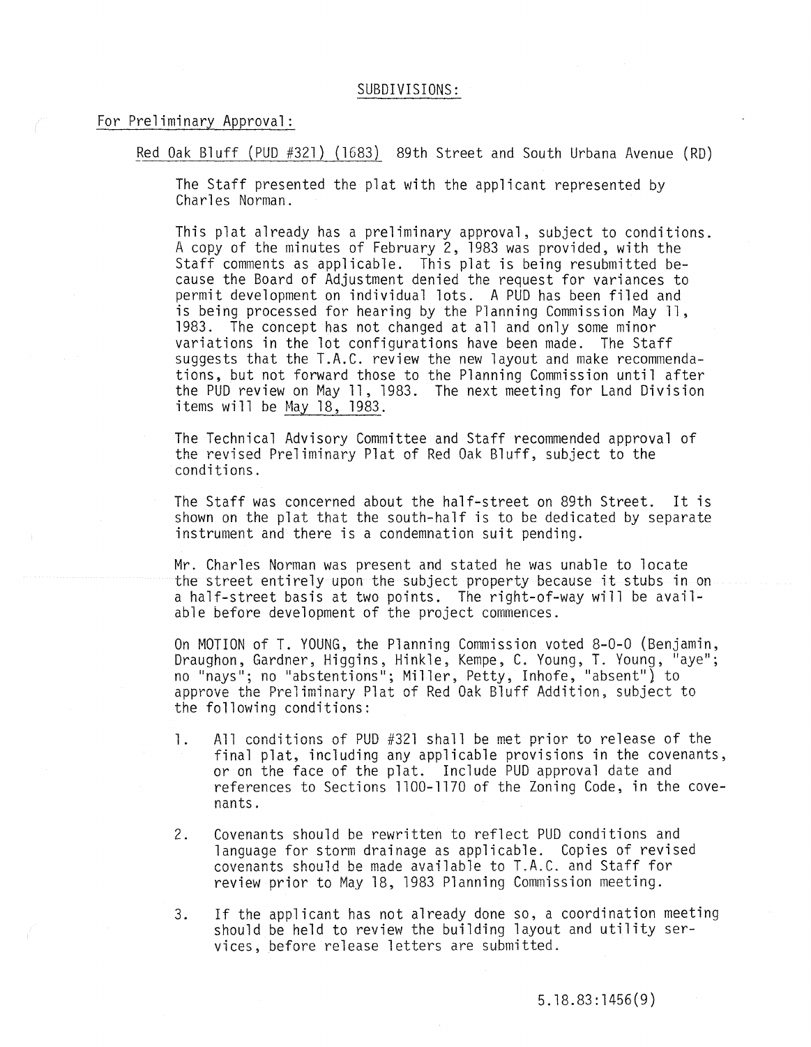## SUBDIVISIONS:

### For Preliminary Approval:

Red Oak Bluff (PUD #321) (1683) 89th Street and South Urbana Avenue (RD)

The Staff presented the plat with the applicant represented by Charles Norman.

This plat already has a preliminary approval, subject to conditions. A copy of the minutes of February 2, 1983 was provided, with the Staff comments as applicable. This plat is being resubmitted because the Board of Adjustment denied the request for variances to permit development on individual lots. A PUD has been filed and is being processed for hearing by the Planning Commission May 11, 1983. The concept has not changed at all and only some minor variations in the lot configurations have been made. The Staff suggests that the T.A.C. review the new layout and make recommendations, but not forward those to the Planning Commission until after the PUD review on May 11, 1983. The next meeting for Land Division items will be May 18, 1983.

The Technical Advisory Committee and Staff recommended approval of the revised Preliminary Plat of Red Oak Bluff, subject to the conditions.

The Staff was concerned about the half-street on 89th Street. It is shown on the plat that the south-half is to be dedicated by separate instrument and there is a condemnation suit pending.

Mr. Charles Norman was present and stated he was unable to locate the street entirely upon the subject property because it stubs in on a half-street basis at two points. The right-of-way will be available before development of the project commences.

On MOTION of T. YOUNG, the Planning Commission voted 8-0-0 (Benjamin, Draughon, Gardner, Higgins, Hinkle, Kempe, C. Young, T. Young, "aye"; no "nays"; no "abstentions"; Miller, Petty, Inhofe, "absent") to approve the Preliminary Plat of Red Oak Bluff Addition, subject to the following conditions:

1. All conditions of PUD #321 shall be met prior to release of the final plat, including any applicable provisions in the covenants, or on the face of the plat. Include PUD approval date and references to Sections 1100-1170 of the Zoning Code, in the covenants.

2. Covenants should be rewritten to reflect PUD conditions and language for storm drainage as applicable. Copies of revised covenants should be made available to T.A.C. and Staff for review prior to May 18, 1983 Planning Commission meeting.

3. If the applicant has not already done so, a coordination meeting should be held to review the building layout and utility services, before release letters are submitted.

5.18.83:1456(9)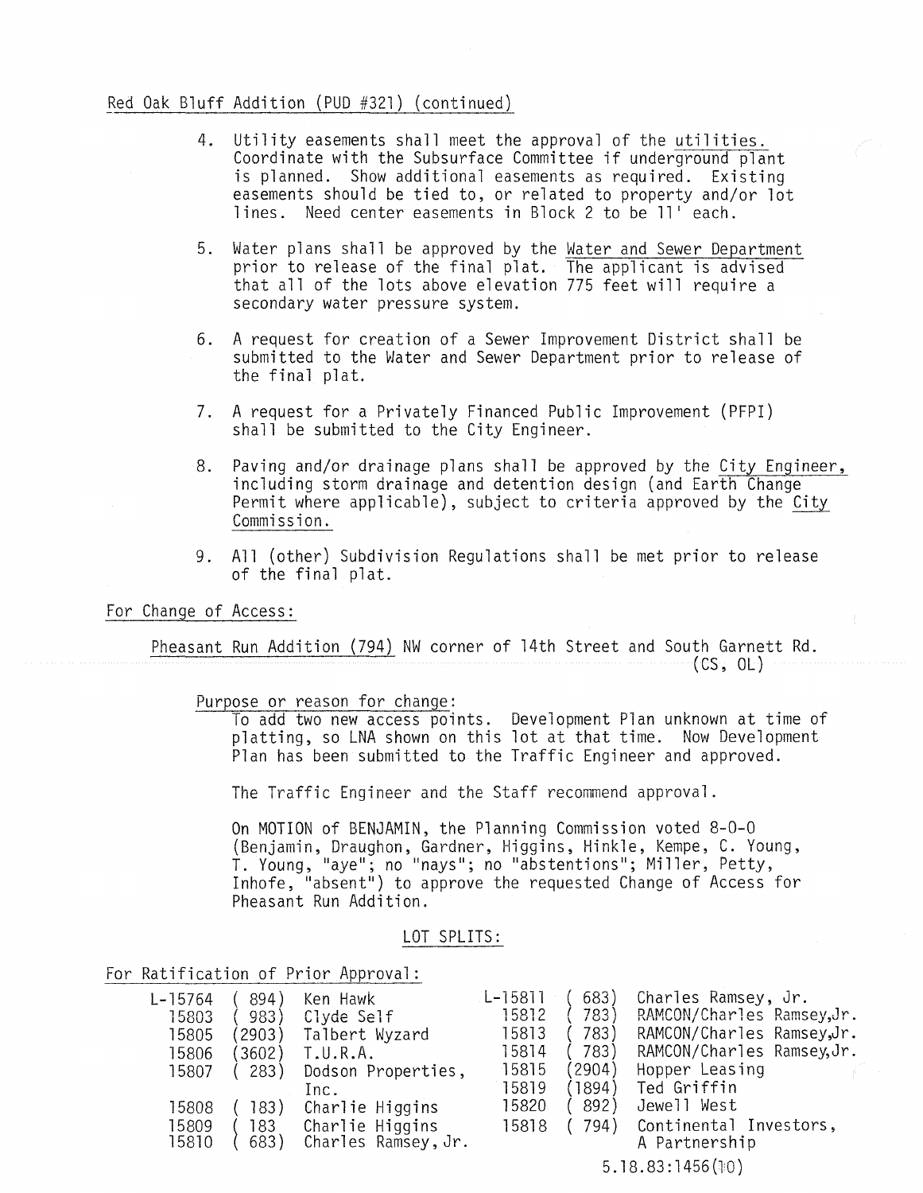Red Oak Bluff Addition (PUD #321) (continued)

4. Utility easements shall meet the approval of the utilities. Coordinate with the Subsurface Committee if underground plant is planned. Show additional easements as required. Existing easements should be tied to, or related to property and/or lot lines. Need center easements in Block 2 to be 11' each.

5. Water plans shall be approved by the Water and Sewer Department prior to release of the final plat. The applicant is advised that all of the lots above elevation 775 feet will require a secondary water pressure system.

6. A request for creation of a Sewer Improvement District shall be submitted to the Water and Sewer Department prior to release of the final plat.

7. A request for a Privately Financed Public Improvement (PFPI) shall be submitted to the City Engineer.

8. Paving and/or drainage plans shall be approved by the City Engineer, including storm drainage and detention design (and Earth Change Permit where applicable), subject to criteria approved by the City Commission.

9. All (other) Subdivision Regulations shall be met prior to release of the final plat.

For Change of Access:

Pheasant Run Addition (794) NW corner of 14th Street and South Garnett Rd. (CS, OL)

Purpose or reason for change:
To add two new access points. Development Plan unknown at time of platting, so LNA shown on this lot at that time. Now Development Plan has been submitted to the Traffic Engineer and approved.

The Traffic Engineer and the Staff recommend approval.

On MOTION of BENJAMIN, the Planning Commission voted 8-0-0 (Benjamin, Draughon, Gardner, Higgins, Hinkle, Kempe, C. Young, T. Young, "aye"; no "nays"; no "abstentions"; Miller, Petty, Inhofe, "absent") to approve the requested Change of Access for Pheasant Run Addition.

LOT SPLITS:

For Ratification of Prior Approval:

| | | | | | |
|---|---|---|---|---|---|
| L-15764 | ( 894) | Ken Hawk | L-15811 | ( 683) | Charles Ramsey, Jr. |
| 15803 | ( 983) | Clyde Self | 15812 | ( 783) | RAMCON/Charles Ramsey,Jr. |
| 15805 | (2903) | Talbert Wyzard | 15813 | ( 783) | RAMCON/Charles Ramsey,Jr. |
| 15806 | (3602) | T.U.R.A. | 15814 | ( 783) | RAMCON/Charles Ramsey,Jr. |
| 15807 | ( 283) | Dodson Properties, Inc. | 15815 | (2904) | Hopper Leasing |
| | | | 15819 | (1894) | Ted Griffin |
| 15808 | ( 183) | Charlie Higgins | 15820 | ( 892) | Jewell West |
| 15809 | ( 183 | Charlie Higgins | 15818 | ( 794) | Continental Investors, A Partnership |
| 15810 | ( 683) | Charles Ramsey, Jr. | | | |

5.18.83:1456(10)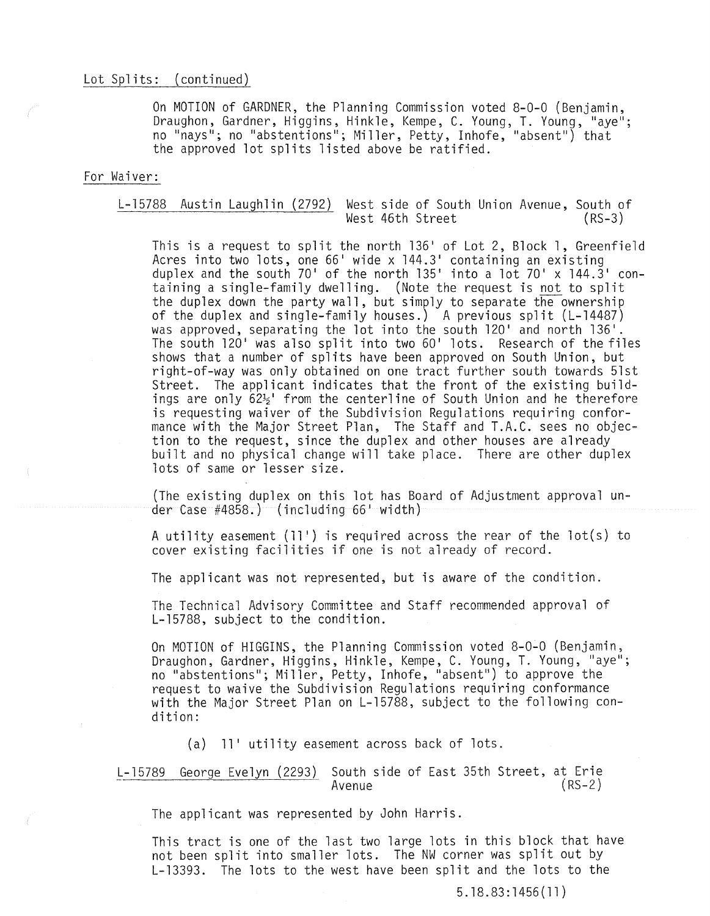Lot Splits: (continued)

On MOTION of GARDNER, the Planning Commission voted 8-0-0 (Benjamin, Draughon, Gardner, Higgins, Hinkle, Kempe, C. Young, T. Young, "aye"; no "nays"; no "abstentions"; Miller, Petty, Inhofe, "absent") that the approved lot splits listed above be ratified.

For Waiver:

L-15788 Austin Laughlin (2792) West side of South Union Avenue, South of West 46th Street (RS-3)

This is a request to split the north 136' of Lot 2, Block 1, Greenfield Acres into two lots, one 66' wide x 144.3' containing an existing duplex and the south 70' of the north 135' into a lot 70' x 144.3' containing a single-family dwelling. (Note the request is not to split the duplex down the party wall, but simply to separate the ownership of the duplex and single-family houses.) A previous split (L-14487) was approved, separating the lot into the south 120' and north 136'. The south 120' was also split into two 60' lots. Research of the files shows that a number of splits have been approved on South Union, but right-of-way was only obtained on one tract further south towards 51st Street. The applicant indicates that the front of the existing buildings are only 62½' from the centerline of South Union and he therefore is requesting waiver of the Subdivision Regulations requiring conformance with the Major Street Plan, The Staff and T.A.C. sees no objection to the request, since the duplex and other houses are already built and no physical change will take place. There are other duplex lots of same or lesser size.

(The existing duplex on this lot has Board of Adjustment approval under Case #4858.) (including 66' width)

A utility easement (11') is required across the rear of the lot(s) to cover existing facilities if one is not already of record.

The applicant was not represented, but is aware of the condition.

The Technical Advisory Committee and Staff recommended approval of L-15788, subject to the condition.

On MOTION of HIGGINS, the Planning Commission voted 8-0-0 (Benjamin, Draughon, Gardner, Higgins, Hinkle, Kempe, C. Young, T. Young, "aye"; no "abstentions"; Miller, Petty, Inhofe, "absent") to approve the request to waive the Subdivision Regulations requiring conformance with the Major Street Plan on L-15788, subject to the following condition:

(a) 11' utility easement across back of lots.

L-15789 George Evelyn (2293) South side of East 35th Street, at Erie Avenue (RS-2)

The applicant was represented by John Harris.

This tract is one of the last two large lots in this block that have not been split into smaller lots. The NW corner was split out by L-13393. The lots to the west have been split and the lots to the

5.18.83:1456(11)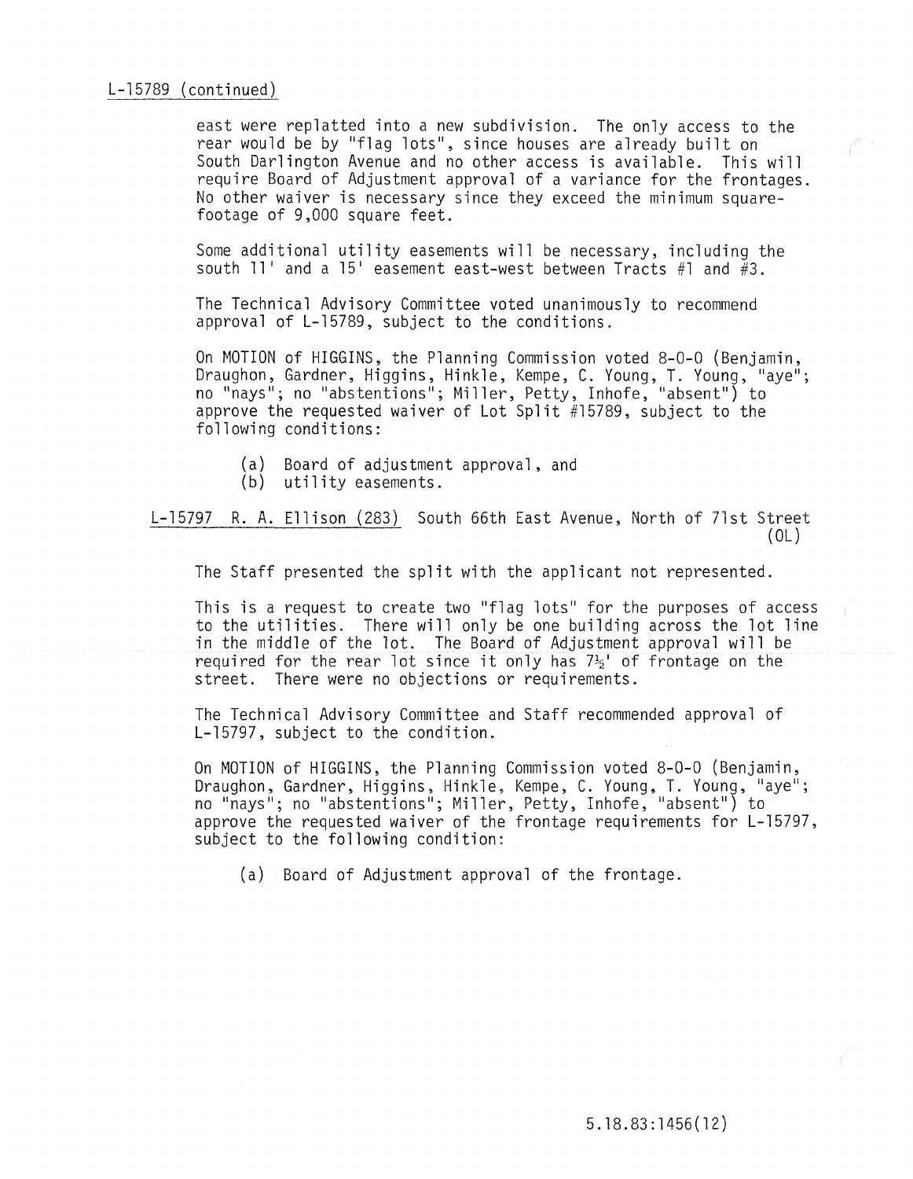L-15789 (continued)

east were replatted into a new subdivision. The only access to the rear would be by "flag lots", since houses are already built on South Darlington Avenue and no other access is available. This will require Board of Adjustment approval of a variance for the frontages. No other waiver is necessary since they exceed the minimum square-footage of 9,000 square feet.

Some additional utility easements will be necessary, including the south 11' and a 15' easement east-west between Tracts #1 and #3.

The Technical Advisory Committee voted unanimously to recommend approval of L-15789, subject to the conditions.

On MOTION of HIGGINS, the Planning Commission voted 8-0-0 (Benjamin, Draughon, Gardner, Higgins, Hinkle, Kempe, C. Young, T. Young, "aye"; no "nays"; no "abstentions"; Miller, Petty, Inhofe, "absent") to approve the requested waiver of Lot Split #15789, subject to the following conditions:

(a) Board of adjustment approval, and
(b) utility easements.

L-15797 R. A. Ellison (283) South 66th East Avenue, North of 71st Street (OL)

The Staff presented the split with the applicant not represented.

This is a request to create two "flag lots" for the purposes of access to the utilities. There will only be one building across the lot line in the middle of the lot. The Board of Adjustment approval will be required for the rear lot since it only has 7½' of frontage on the street. There were no objections or requirements.

The Technical Advisory Committee and Staff recommended approval of L-15797, subject to the condition.

On MOTION of HIGGINS, the Planning Commission voted 8-0-0 (Benjamin, Draughon, Gardner, Higgins, Hinkle, Kempe, C. Young, T. Young, "aye"; no "nays"; no "abstentions"; Miller, Petty, Inhofe, "absent") to approve the requested waiver of the frontage requirements for L-15797, subject to the following condition:

(a) Board of Adjustment approval of the frontage.

5.18.83:1456(12)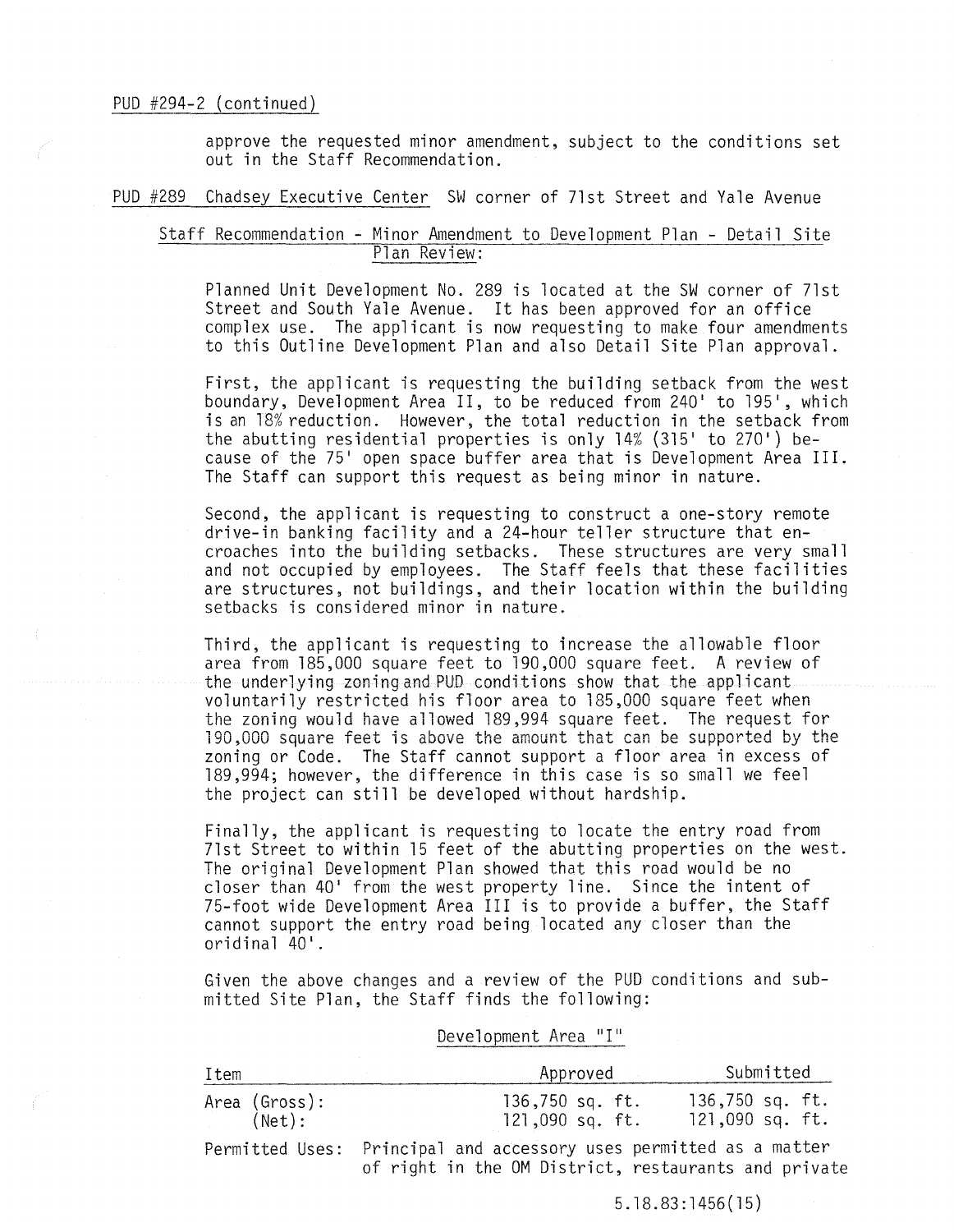PUD #294-2 (continued)

approve the requested minor amendment, subject to the conditions set out in the Staff Recommendation.

PUD #289 Chadsey Executive Center SW corner of 71st Street and Yale Avenue

Staff Recommendation - Minor Amendment to Development Plan - Detail Site Plan Review:

Planned Unit Development No. 289 is located at the SW corner of 71st Street and South Yale Avenue. It has been approved for an office complex use. The applicant is now requesting to make four amendments to this Outline Development Plan and also Detail Site Plan approval.

First, the applicant is requesting the building setback from the west boundary, Development Area II, to be reduced from 240' to 195', which is an 18% reduction. However, the total reduction in the setback from the abutting residential properties is only 14% (315' to 270') because of the 75' open space buffer area that is Development Area III. The Staff can support this request as being minor in nature.

Second, the applicant is requesting to construct a one-story remote drive-in banking facility and a 24-hour teller structure that encroaches into the building setbacks. These structures are very small and not occupied by employees. The Staff feels that these facilities are structures, not buildings, and their location within the building setbacks is considered minor in nature.

Third, the applicant is requesting to increase the allowable floor area from 185,000 square feet to 190,000 square feet. A review of the underlying zoning and PUD conditions show that the applicant voluntarily restricted his floor area to 185,000 square feet when the zoning would have allowed 189,994 square feet. The request for 190,000 square feet is above the amount that can be supported by the zoning or Code. The Staff cannot support a floor area in excess of 189,994; however, the difference in this case is so small we feel the project can still be developed without hardship.

Finally, the applicant is requesting to locate the entry road from 71st Street to within 15 feet of the abutting properties on the west. The original Development Plan showed that this road would be no closer than 40' from the west property line. Since the intent of 75-foot wide Development Area III is to provide a buffer, the Staff cannot support the entry road being located any closer than the oridinal 40'.

Given the above changes and a review of the PUD conditions and submitted Site Plan, the Staff finds the following:

Development Area "I"

| Item | Approved | Submitted |
|---|---|---|
| Area (Gross): | 136,750 sq. ft. | 136,750 sq. ft. |
| (Net): | 121,090 sq. ft. | 121,090 sq. ft. |

Permitted Uses: Principal and accessory uses permitted as a matter of right in the OM District, restaurants and private

5.18.83:1456(15)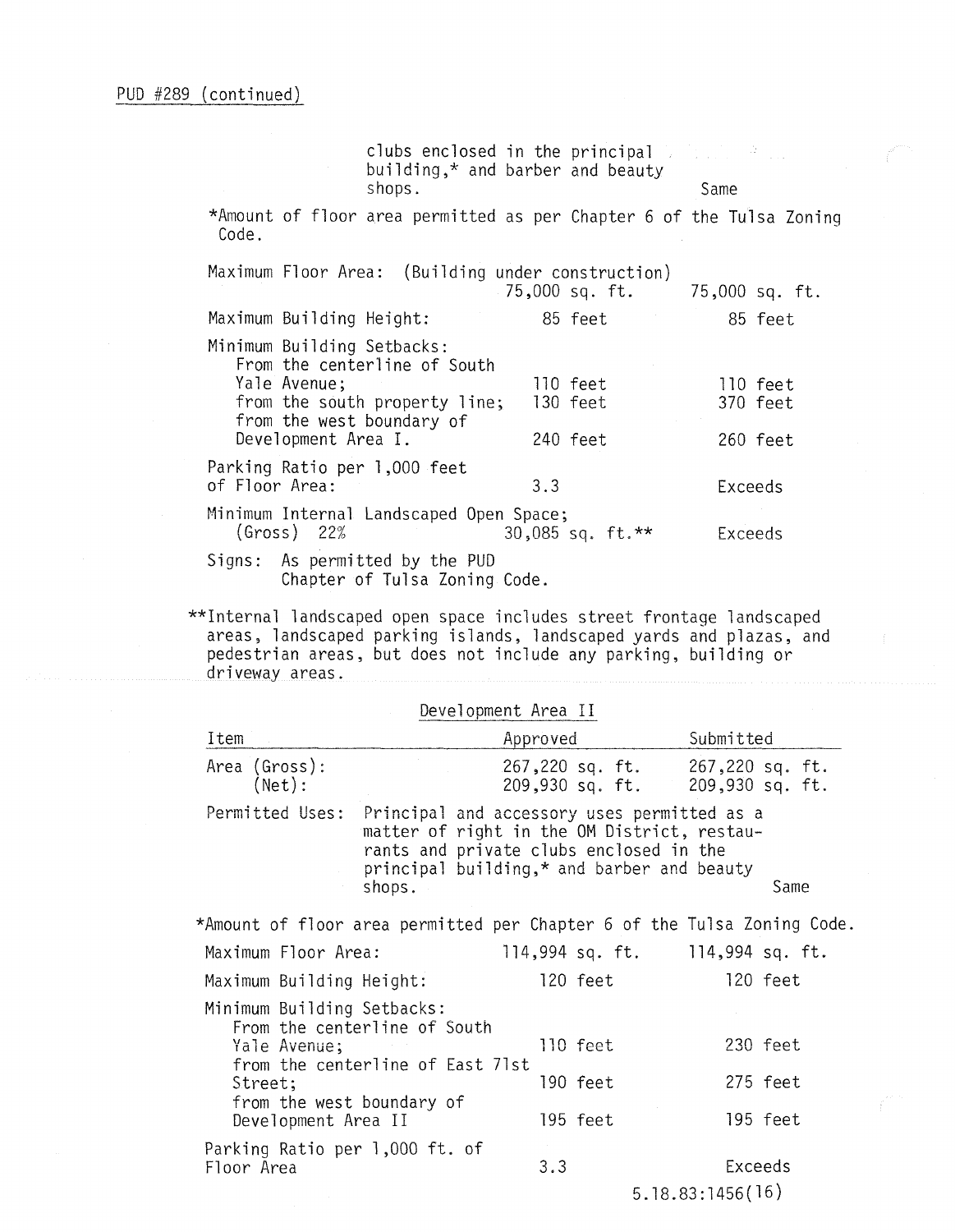PUD #289 (continued)

| | | |
|---|---|---|
| clubs enclosed in the principal building,* and barber and beauty shops. | | Same |

*Amount of floor area permitted as per Chapter 6 of the Tulsa Zoning Code.

| | | |
|---|---|---|
| Maximum Floor Area: (Building under construction) | 75,000 sq. ft. | 75,000 sq. ft. |
| Maximum Building Height: | 85 feet | 85 feet |
| Minimum Building Setbacks: | | |
| From the centerline of South Yale Avenue; | 110 feet | 110 feet |
| from the south property line; | 130 feet | 370 feet |
| from the west boundary of Development Area I. | 240 feet | 260 feet |
| Parking Ratio per 1,000 feet of Floor Area: | 3.3 | Exceeds |
| Minimum Internal Landscaped Open Space; (Gross) 22% | 30,085 sq. ft.** | Exceeds |
| Signs: As permitted by the PUD Chapter of Tulsa Zoning Code. | | |

**Internal landscaped open space includes street frontage landscaped areas, landscaped parking islands, landscaped yards and plazas, and pedestrian areas, but does not include any parking, building or driveway areas.

Development Area II

| Item | Approved | Submitted |
|---|---|---|
| Area (Gross): | 267,220 sq. ft. | 267,220 sq. ft. |
| (Net): | 209,930 sq. ft. | 209,930 sq. ft. |
| Permitted Uses: Principal and accessory uses permitted as a matter of right in the OM District, restaurants and private clubs enclosed in the principal building,* and barber and beauty shops. | | Same |

*Amount of floor area permitted per Chapter 6 of the Tulsa Zoning Code.

| | | |
|---|---|---|
| Maximum Floor Area: | 114,994 sq. ft. | 114,994 sq. ft. |
| Maximum Building Height: | 120 feet | 120 feet |
| Minimum Building Setbacks: | | |
| From the centerline of South Yale Avenue; | 110 feet | 230 feet |
| from the centerline of East 71st Street; | 190 feet | 275 feet |
| from the west boundary of Development Area II | 195 feet | 195 feet |
| Parking Ratio per 1,000 ft. of Floor Area | 3.3 | Exceeds |

5.18.83:1456(16)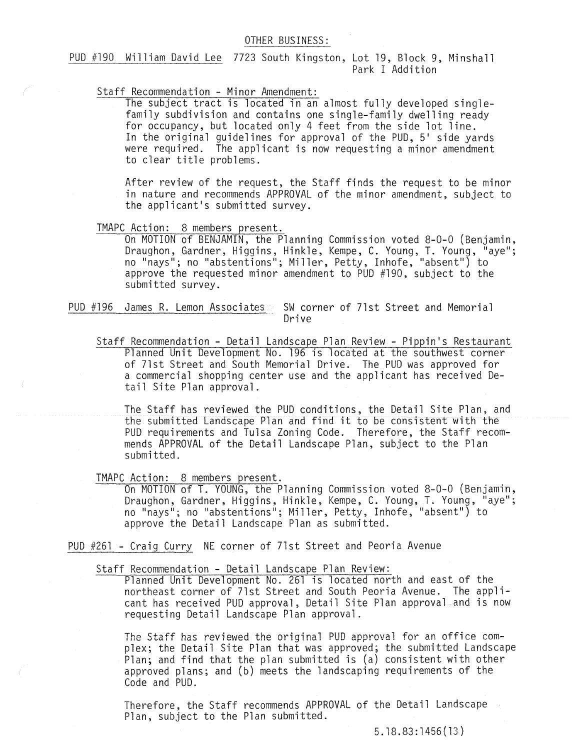## OTHER BUSINESS:

PUD #190 William David Lee 7723 South Kingston, Lot 19, Block 9, Minshall Park I Addition

Staff Recommendation - Minor Amendment:

The subject tract is located in an almost fully developed single-family subdivision and contains one single-family dwelling ready for occupancy, but located only 4 feet from the side lot line. In the original guidelines for approval of the PUD, 5' side yards were required. The applicant is now requesting a minor amendment to clear title problems.

After review of the request, the Staff finds the request to be minor in nature and recommends APPROVAL of the minor amendment, subject to the applicant's submitted survey.

TMAPC Action: 8 members present.

On MOTION of BENJAMIN, the Planning Commission voted 8-0-0 (Benjamin, Draughon, Gardner, Higgins, Hinkle, Kempe, C. Young, T. Young, "aye"; no "nays"; no "abstentions"; Miller, Petty, Inhofe, "absent") to approve the requested minor amendment to PUD #190, subject to the submitted survey.

PUD #196 James R. Lemon Associates SW corner of 71st Street and Memorial Drive

Staff Recommendation - Detail Landscape Plan Review - Pippin's Restaurant

Planned Unit Development No. 196 is located at the southwest corner of 71st Street and South Memorial Drive. The PUD was approved for a commercial shopping center use and the applicant has received Detail Site Plan approval.

The Staff has reviewed the PUD conditions, the Detail Site Plan, and the submitted Landscape Plan and find it to be consistent with the PUD requirements and Tulsa Zoning Code. Therefore, the Staff recommends APPROVAL of the Detail Landscape Plan, subject to the Plan submitted.

TMAPC Action: 8 members present.

On MOTION of T. YOUNG, the Planning Commission voted 8-0-0 (Benjamin, Draughon, Gardner, Higgins, Hinkle, Kempe, C. Young, T. Young, "aye"; no "nays"; no "abstentions"; Miller, Petty, Inhofe, "absent") to approve the Detail Landscape Plan as submitted.

PUD #261 - Craig Curry NE corner of 71st Street and Peoria Avenue

Staff Recommendation - Detail Landscape Plan Review:

Planned Unit Development No. 261 is located north and east of the northeast corner of 71st Street and South Peoria Avenue. The applicant has received PUD approval, Detail Site Plan approval and is now requesting Detail Landscape Plan approval.

The Staff has reviewed the original PUD approval for an office complex; the Detail Site Plan that was approved; the submitted Landscape Plan; and find that the plan submitted is (a) consistent with other approved plans; and (b) meets the landscaping requirements of the Code and PUD.

Therefore, the Staff recommends APPROVAL of the Detail Landscape Plan, subject to the Plan submitted.

5.18.83:1456(13)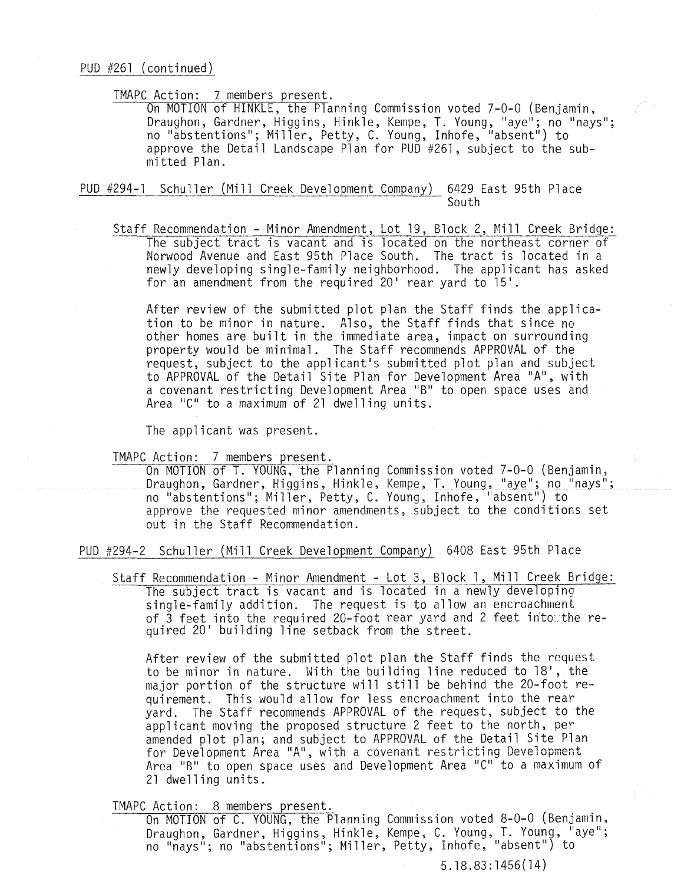PUD #261 (continued)

TMAPC Action: 7 members present.

On MOTION of HINKLE, the Planning Commission voted 7-0-0 (Benjamin, Draughon, Gardner, Higgins, Hinkle, Kempe, T. Young, "aye"; no "nays"; no "abstentions"; Miller, Petty, C. Young, Inhofe, "absent") to approve the Detail Landscape Plan for PUD #261, subject to the submitted Plan.

PUD #294-1 Schuller (Mill Creek Development Company) 6429 East 95th Place South

Staff Recommendation - Minor Amendment, Lot 19, Block 2, Mill Creek Bridge:

The subject tract is vacant and is located on the northeast corner of Norwood Avenue and East 95th Place South. The tract is located in a newly developing single-family neighborhood. The applicant has asked for an amendment from the required 20' rear yard to 15'.

After review of the submitted plot plan the Staff finds the application to be minor in nature. Also, the Staff finds that since no other homes are built in the immediate area, impact on surrounding property would be minimal. The Staff recommends APPROVAL of the request, subject to the applicant's submitted plot plan and subject to APPROVAL of the Detail Site Plan for Development Area "A", with a covenant restricting Development Area "B" to open space uses and Area "C" to a maximum of 21 dwelling units.

The applicant was present.

TMAPC Action: 7 members present.

On MOTION of T. YOUNG, the Planning Commission voted 7-0-0 (Benjamin, Draughon, Gardner, Higgins, Hinkle, Kempe, T. Young, "aye"; no "nays"; no "abstentions"; Miller, Petty, C. Young, Inhofe, "absent") to approve the requested minor amendments, subject to the conditions set out in the Staff Recommendation.

PUD #294-2 Schuller (Mill Creek Development Company) 6408 East 95th Place

Staff Recommendation - Minor Amendment - Lot 3, Block 1, Mill Creek Bridge:

The subject tract is vacant and is located in a newly developing single-family addition. The request is to allow an encroachment of 3 feet into the required 20-foot rear yard and 2 feet into the required 20' building line setback from the street.

After review of the submitted plot plan the Staff finds the request to be minor in nature. With the building line reduced to 18', the major portion of the structure will still be behind the 20-foot requirement. This would allow for less encroachment into the rear yard. The Staff recommends APPROVAL of the request, subject to the applicant moving the proposed structure 2 feet to the north, per amended plot plan; and subject to APPROVAL of the Detail Site Plan for Development Area "A", with a covenant restricting Development Area "B" to open space uses and Development Area "C" to a maximum of 21 dwelling units.

TMAPC Action: 8 members present.

On MOTION of C. YOUNG, the Planning Commission voted 8-0-0 (Benjamin, Draughon, Gardner, Higgins, Hinkle, Kempe, C. Young, T. Young, "aye"; no "nays"; no "abstentions"; Miller, Petty, Inhofe, "absent") to

5.18.83:1456(14)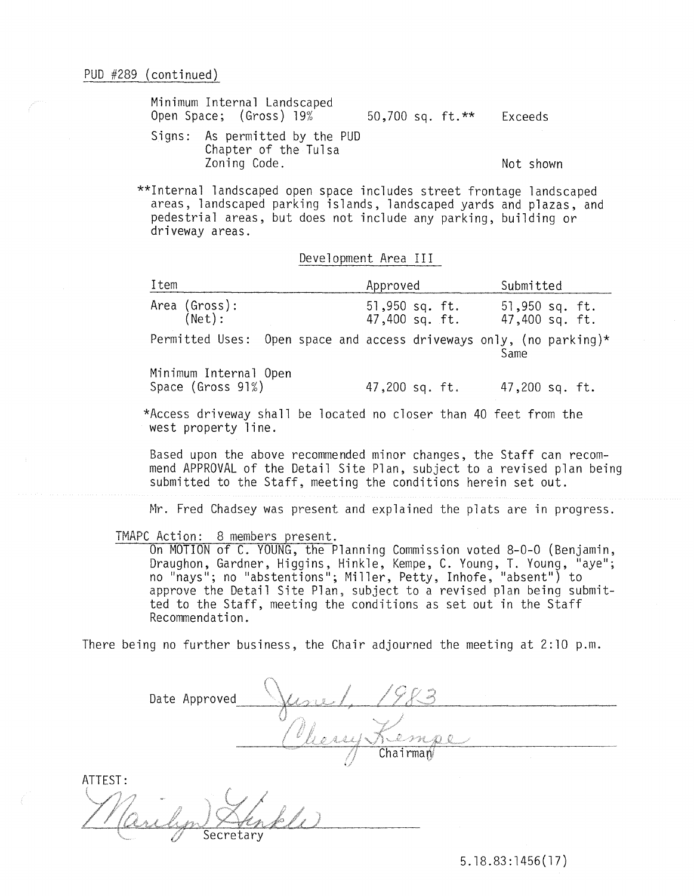PUD #289 (continued)

| | | |
|---|---|---|
| Minimum Internal Landscaped Open Space; (Gross) 19% | 50,700 sq. ft.** | Exceeds |
| Signs: As permitted by the PUD Chapter of the Tulsa Zoning Code. | | Not shown |

**Internal landscaped open space includes street frontage landscaped areas, landscaped parking islands, landscaped yards and plazas, and pedestrial areas, but does not include any parking, building or driveway areas.

Development Area III

| Item | Approved | Submitted |
|---|---|---|
| Area (Gross): | 51,950 sq. ft. | 51,950 sq. ft. |
| (Net): | 47,400 sq. ft. | 47,400 sq. ft. |
| Permitted Uses: Open space and access driveways only, (no parking)* | | Same |
| Minimum Internal Open Space (Gross 91%) | 47,200 sq. ft. | 47,200 sq. ft. |

*Access driveway shall be located no closer than 40 feet from the west property line.

Based upon the above recommended minor changes, the Staff can recommend APPROVAL of the Detail Site Plan, subject to a revised plan being submitted to the Staff, meeting the conditions herein set out.

Mr. Fred Chadsey was present and explained the plats are in progress.

TMAPC Action: 8 members present.

On MOTION of C. YOUNG, the Planning Commission voted 8-0-0 (Benjamin, Draughon, Gardner, Higgins, Hinkle, Kempe, C. Young, T. Young, "aye"; no "nays"; no "abstentions"; Miller, Petty, Inhofe, "absent") to approve the Detail Site Plan, subject to a revised plan being submitted to the Staff, meeting the conditions as set out in the Staff Recommendation.

There being no further business, the Chair adjourned the meeting at 2:10 p.m.

Date Approved June 1, 1983

Cherry Kempe
Chairman

ATTEST:

Marilyn Hinkle
Secretary

5.18.83:1456(17)